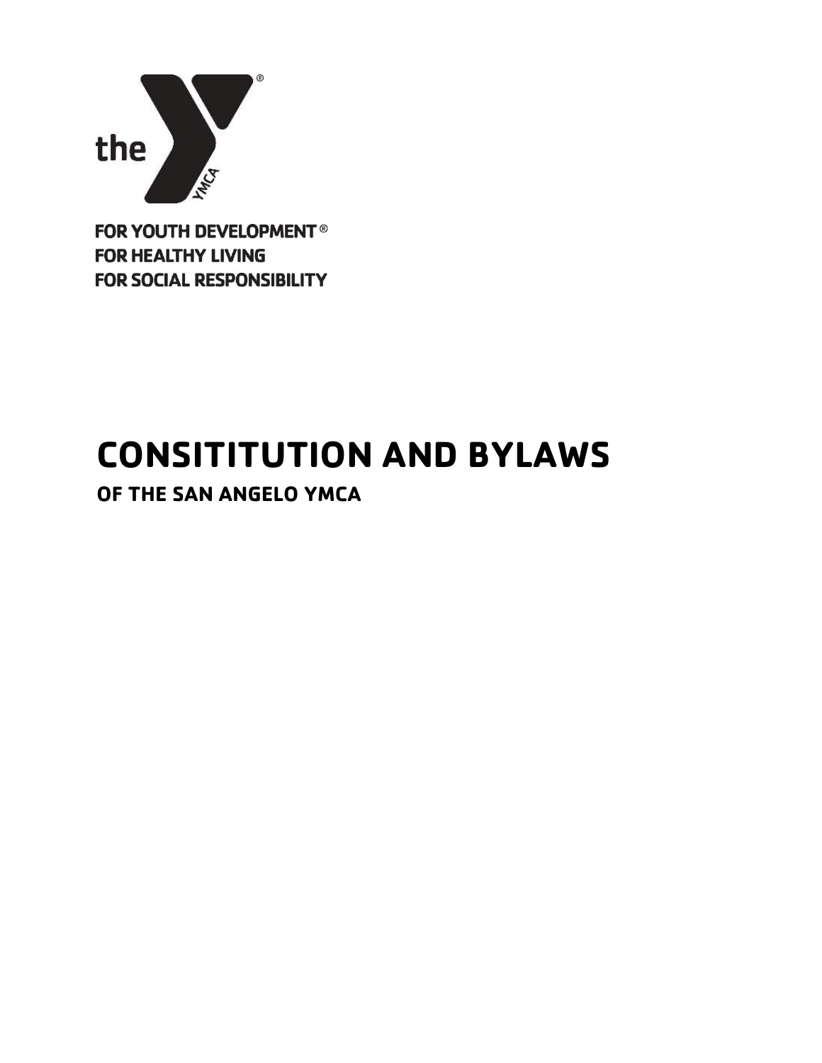the

FOR YOUTH DEVELOPMENT®
FOR HEALTHY LIVING
FOR SOCIAL RESPONSIBILITY

# CONSITITUTION AND BYLAWS

## OF THE SAN ANGELO YMCA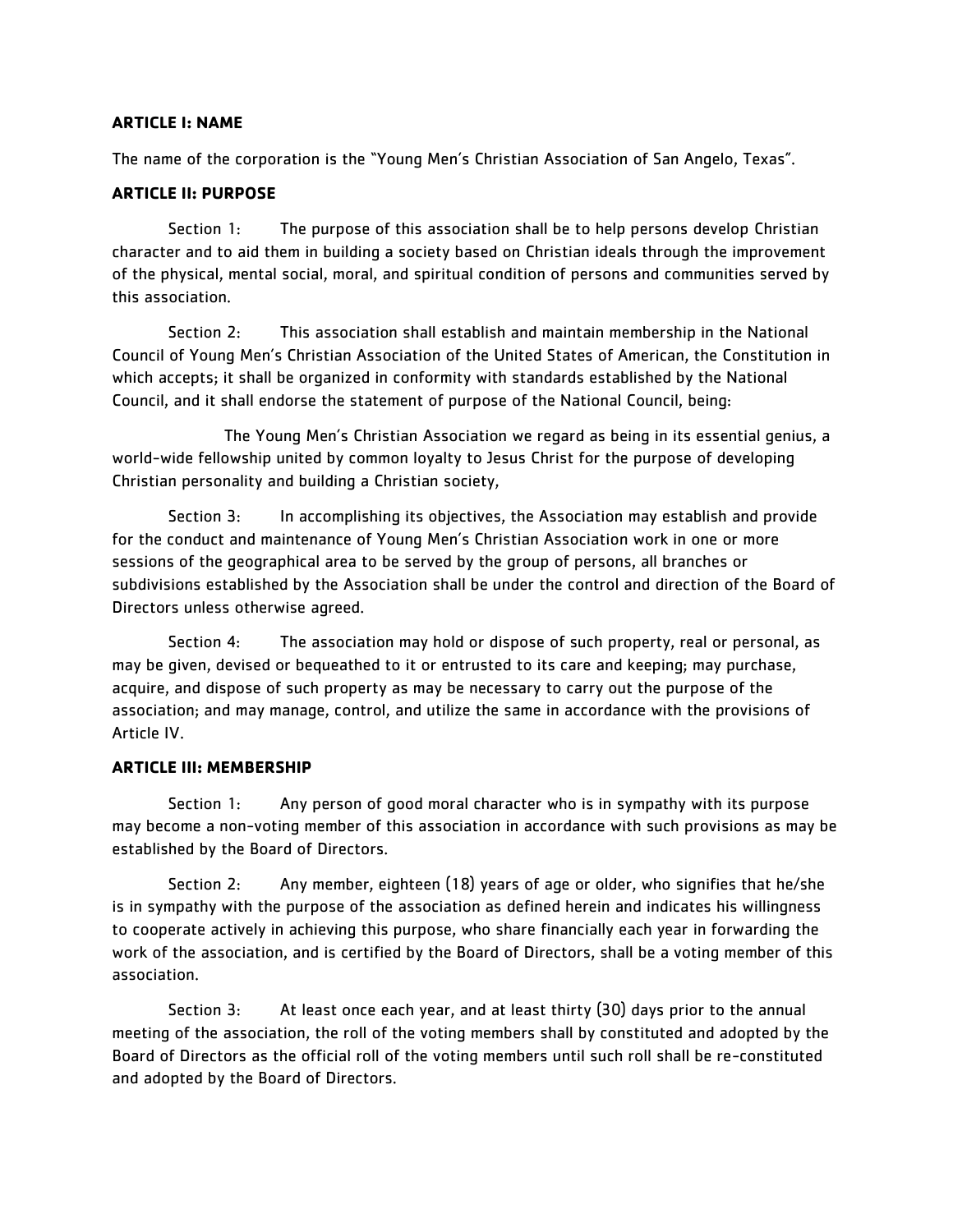**ARTICLE I: NAME**

The name of the corporation is the "Young Men's Christian Association of San Angelo, Texas".

**ARTICLE II: PURPOSE**

Section 1: The purpose of this association shall be to help persons develop Christian character and to aid them in building a society based on Christian ideals through the improvement of the physical, mental social, moral, and spiritual condition of persons and communities served by this association.

Section 2: This association shall establish and maintain membership in the National Council of Young Men's Christian Association of the United States of American, the Constitution in which accepts; it shall be organized in conformity with standards established by the National Council, and it shall endorse the statement of purpose of the National Council, being:

The Young Men's Christian Association we regard as being in its essential genius, a world-wide fellowship united by common loyalty to Jesus Christ for the purpose of developing Christian personality and building a Christian society,

Section 3: In accomplishing its objectives, the Association may establish and provide for the conduct and maintenance of Young Men's Christian Association work in one or more sessions of the geographical area to be served by the group of persons, all branches or subdivisions established by the Association shall be under the control and direction of the Board of Directors unless otherwise agreed.

Section 4: The association may hold or dispose of such property, real or personal, as may be given, devised or bequeathed to it or entrusted to its care and keeping; may purchase, acquire, and dispose of such property as may be necessary to carry out the purpose of the association; and may manage, control, and utilize the same in accordance with the provisions of Article IV.

**ARTICLE III: MEMBERSHIP**

Section 1: Any person of good moral character who is in sympathy with its purpose may become a non-voting member of this association in accordance with such provisions as may be established by the Board of Directors.

Section 2: Any member, eighteen (18) years of age or older, who signifies that he/she is in sympathy with the purpose of the association as defined herein and indicates his willingness to cooperate actively in achieving this purpose, who share financially each year in forwarding the work of the association, and is certified by the Board of Directors, shall be a voting member of this association.

Section 3: At least once each year, and at least thirty (30) days prior to the annual meeting of the association, the roll of the voting members shall by constituted and adopted by the Board of Directors as the official roll of the voting members until such roll shall be re-constituted and adopted by the Board of Directors.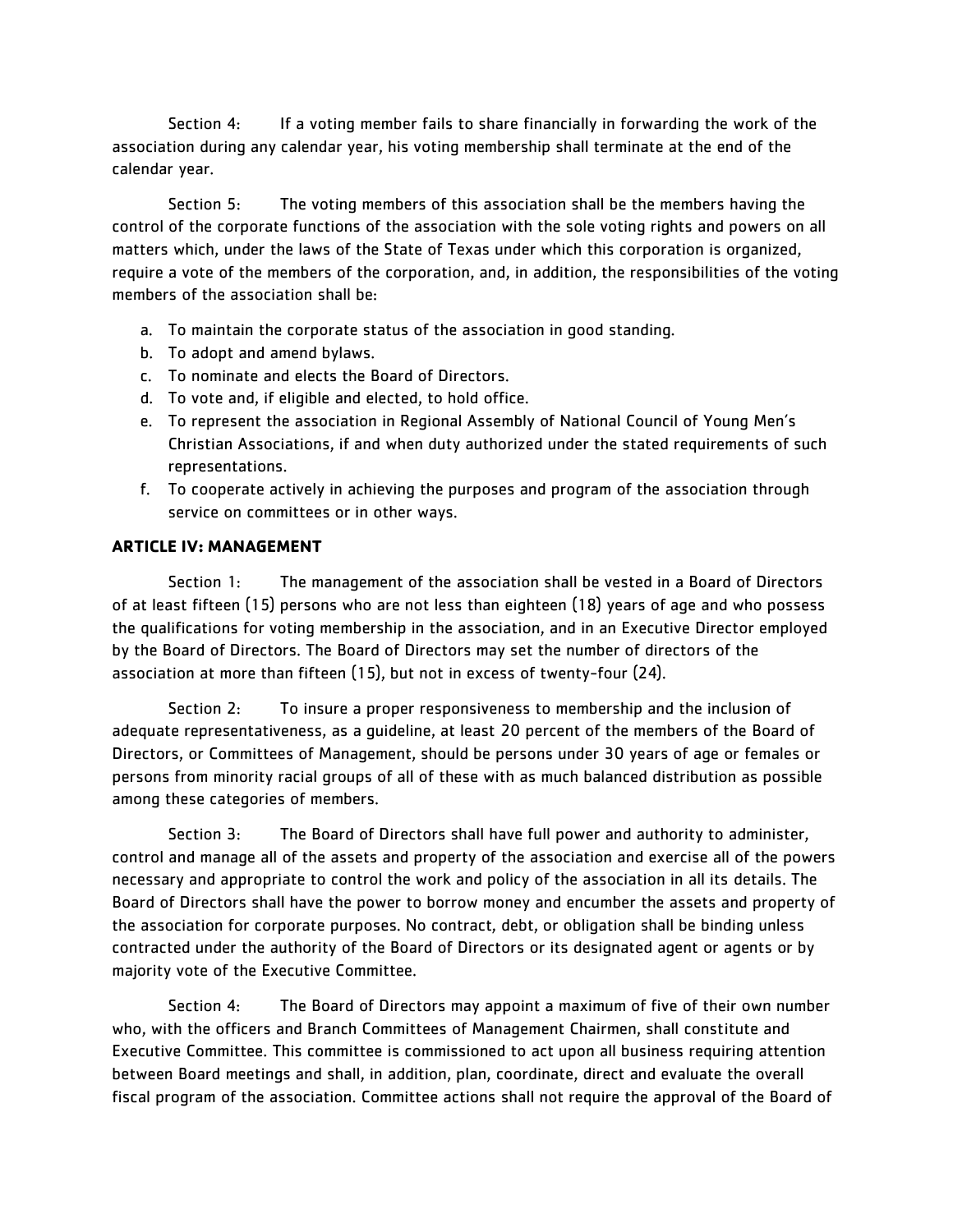Section 4: If a voting member fails to share financially in forwarding the work of the association during any calendar year, his voting membership shall terminate at the end of the calendar year.

Section 5: The voting members of this association shall be the members having the control of the corporate functions of the association with the sole voting rights and powers on all matters which, under the laws of the State of Texas under which this corporation is organized, require a vote of the members of the corporation, and, in addition, the responsibilities of the voting members of the association shall be:

a. To maintain the corporate status of the association in good standing.
b. To adopt and amend bylaws.
c. To nominate and elects the Board of Directors.
d. To vote and, if eligible and elected, to hold office.
e. To represent the association in Regional Assembly of National Council of Young Men's Christian Associations, if and when duty authorized under the stated requirements of such representations.
f. To cooperate actively in achieving the purposes and program of the association through service on committees or in other ways.

**ARTICLE IV: MANAGEMENT**

Section 1: The management of the association shall be vested in a Board of Directors of at least fifteen (15) persons who are not less than eighteen (18) years of age and who possess the qualifications for voting membership in the association, and in an Executive Director employed by the Board of Directors. The Board of Directors may set the number of directors of the association at more than fifteen (15), but not in excess of twenty-four (24).

Section 2: To insure a proper responsiveness to membership and the inclusion of adequate representativeness, as a guideline, at least 20 percent of the members of the Board of Directors, or Committees of Management, should be persons under 30 years of age or females or persons from minority racial groups of all of these with as much balanced distribution as possible among these categories of members.

Section 3: The Board of Directors shall have full power and authority to administer, control and manage all of the assets and property of the association and exercise all of the powers necessary and appropriate to control the work and policy of the association in all its details. The Board of Directors shall have the power to borrow money and encumber the assets and property of the association for corporate purposes. No contract, debt, or obligation shall be binding unless contracted under the authority of the Board of Directors or its designated agent or agents or by majority vote of the Executive Committee.

Section 4: The Board of Directors may appoint a maximum of five of their own number who, with the officers and Branch Committees of Management Chairmen, shall constitute and Executive Committee. This committee is commissioned to act upon all business requiring attention between Board meetings and shall, in addition, plan, coordinate, direct and evaluate the overall fiscal program of the association. Committee actions shall not require the approval of the Board of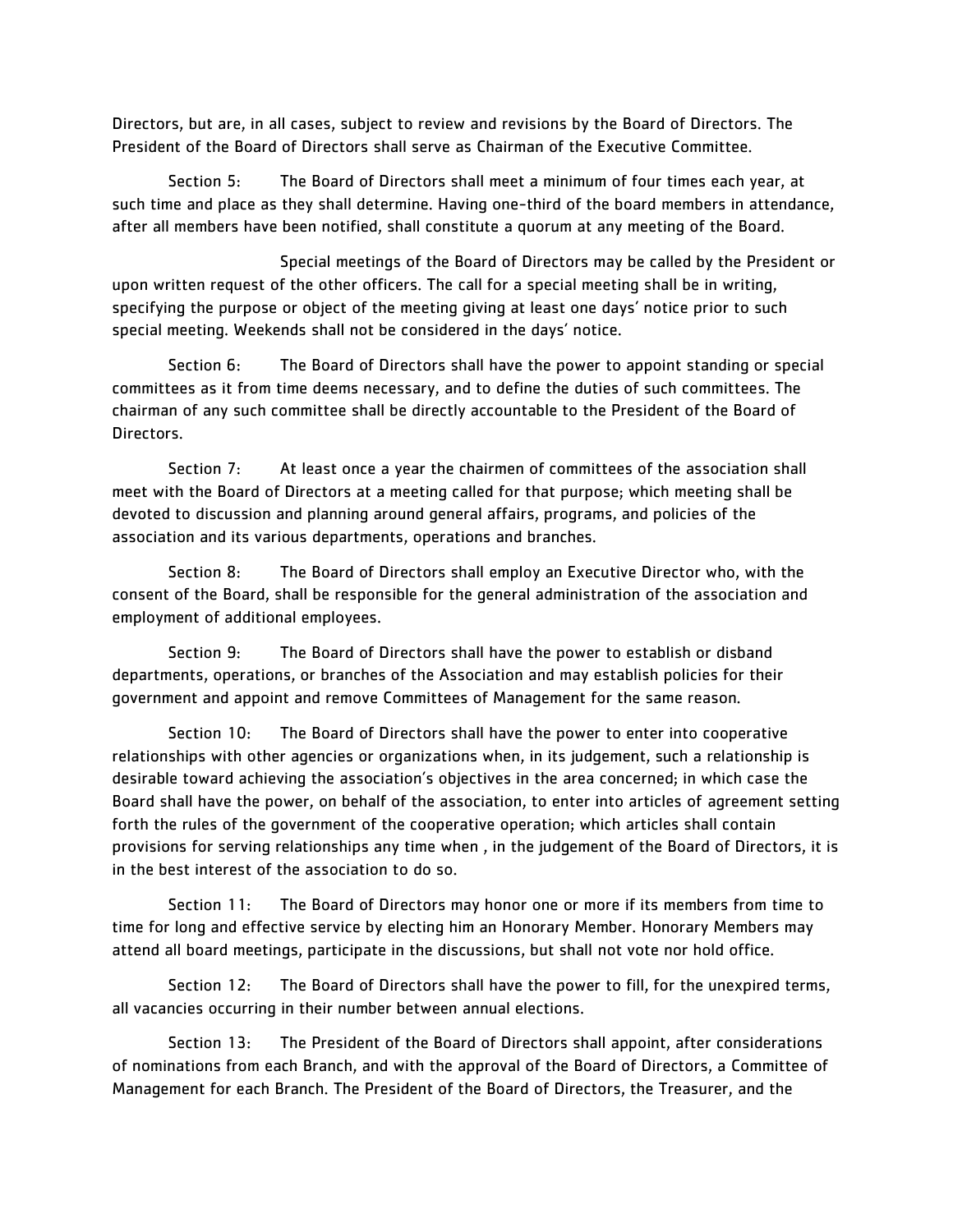Directors, but are, in all cases, subject to review and revisions by the Board of Directors. The President of the Board of Directors shall serve as Chairman of the Executive Committee.

Section 5: The Board of Directors shall meet a minimum of four times each year, at such time and place as they shall determine. Having one-third of the board members in attendance, after all members have been notified, shall constitute a quorum at any meeting of the Board.

Special meetings of the Board of Directors may be called by the President or upon written request of the other officers. The call for a special meeting shall be in writing, specifying the purpose or object of the meeting giving at least one days' notice prior to such special meeting. Weekends shall not be considered in the days' notice.

Section 6: The Board of Directors shall have the power to appoint standing or special committees as it from time deems necessary, and to define the duties of such committees. The chairman of any such committee shall be directly accountable to the President of the Board of Directors.

Section 7: At least once a year the chairmen of committees of the association shall meet with the Board of Directors at a meeting called for that purpose; which meeting shall be devoted to discussion and planning around general affairs, programs, and policies of the association and its various departments, operations and branches.

Section 8: The Board of Directors shall employ an Executive Director who, with the consent of the Board, shall be responsible for the general administration of the association and employment of additional employees.

Section 9: The Board of Directors shall have the power to establish or disband departments, operations, or branches of the Association and may establish policies for their government and appoint and remove Committees of Management for the same reason.

Section 10: The Board of Directors shall have the power to enter into cooperative relationships with other agencies or organizations when, in its judgement, such a relationship is desirable toward achieving the association's objectives in the area concerned; in which case the Board shall have the power, on behalf of the association, to enter into articles of agreement setting forth the rules of the government of the cooperative operation; which articles shall contain provisions for serving relationships any time when , in the judgement of the Board of Directors, it is in the best interest of the association to do so.

Section 11: The Board of Directors may honor one or more if its members from time to time for long and effective service by electing him an Honorary Member. Honorary Members may attend all board meetings, participate in the discussions, but shall not vote nor hold office.

Section 12: The Board of Directors shall have the power to fill, for the unexpired terms, all vacancies occurring in their number between annual elections.

Section 13: The President of the Board of Directors shall appoint, after considerations of nominations from each Branch, and with the approval of the Board of Directors, a Committee of Management for each Branch. The President of the Board of Directors, the Treasurer, and the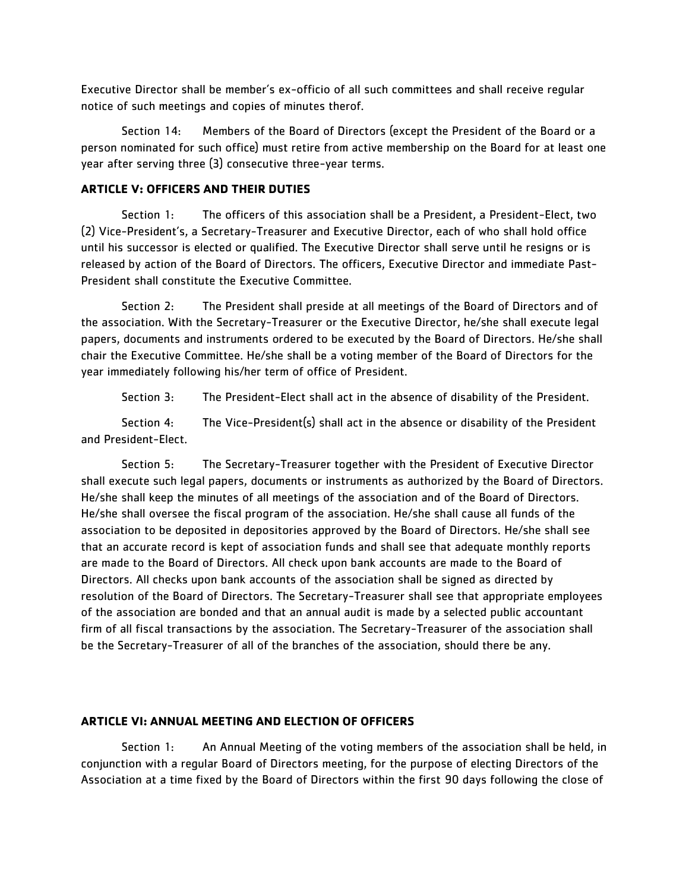Executive Director shall be member's ex-officio of all such committees and shall receive regular notice of such meetings and copies of minutes therof.

Section 14: Members of the Board of Directors (except the President of the Board or a person nominated for such office) must retire from active membership on the Board for at least one year after serving three (3) consecutive three-year terms.

**ARTICLE V: OFFICERS AND THEIR DUTIES**

Section 1: The officers of this association shall be a President, a President-Elect, two (2) Vice-President's, a Secretary-Treasurer and Executive Director, each of who shall hold office until his successor is elected or qualified. The Executive Director shall serve until he resigns or is released by action of the Board of Directors. The officers, Executive Director and immediate Past-President shall constitute the Executive Committee.

Section 2: The President shall preside at all meetings of the Board of Directors and of the association. With the Secretary-Treasurer or the Executive Director, he/she shall execute legal papers, documents and instruments ordered to be executed by the Board of Directors. He/she shall chair the Executive Committee. He/she shall be a voting member of the Board of Directors for the year immediately following his/her term of office of President.

Section 3: The President-Elect shall act in the absence of disability of the President.

Section 4: The Vice-President(s) shall act in the absence or disability of the President and President-Elect.

Section 5: The Secretary-Treasurer together with the President of Executive Director shall execute such legal papers, documents or instruments as authorized by the Board of Directors. He/she shall keep the minutes of all meetings of the association and of the Board of Directors. He/she shall oversee the fiscal program of the association. He/she shall cause all funds of the association to be deposited in depositories approved by the Board of Directors. He/she shall see that an accurate record is kept of association funds and shall see that adequate monthly reports are made to the Board of Directors. All check upon bank accounts are made to the Board of Directors. All checks upon bank accounts of the association shall be signed as directed by resolution of the Board of Directors. The Secretary-Treasurer shall see that appropriate employees of the association are bonded and that an annual audit is made by a selected public accountant firm of all fiscal transactions by the association. The Secretary-Treasurer of the association shall be the Secretary-Treasurer of all of the branches of the association, should there be any.

**ARTICLE VI: ANNUAL MEETING AND ELECTION OF OFFICERS**

Section 1: An Annual Meeting of the voting members of the association shall be held, in conjunction with a regular Board of Directors meeting, for the purpose of electing Directors of the Association at a time fixed by the Board of Directors within the first 90 days following the close of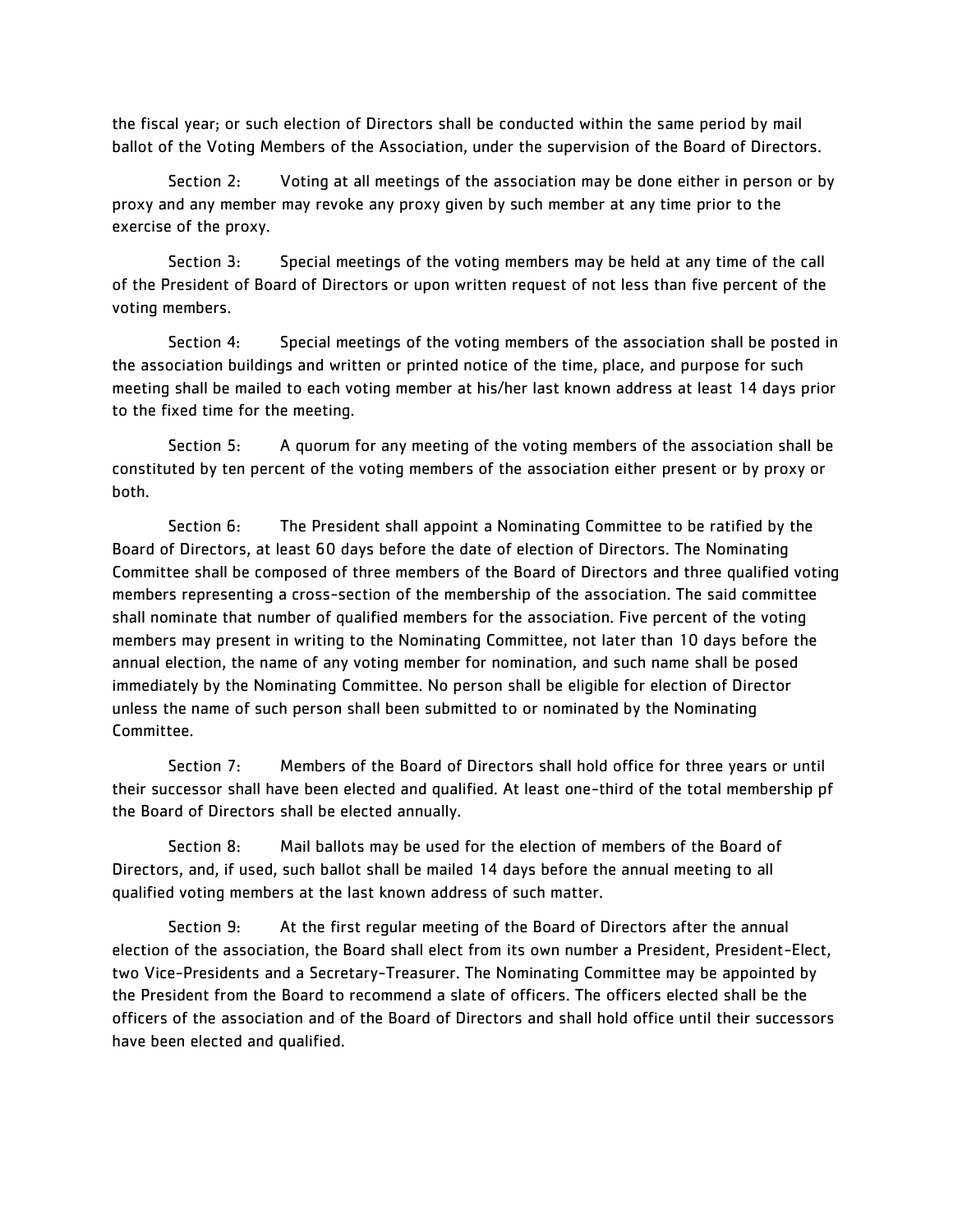the fiscal year; or such election of Directors shall be conducted within the same period by mail ballot of the Voting Members of the Association, under the supervision of the Board of Directors.

Section 2: Voting at all meetings of the association may be done either in person or by proxy and any member may revoke any proxy given by such member at any time prior to the exercise of the proxy.

Section 3: Special meetings of the voting members may be held at any time of the call of the President of Board of Directors or upon written request of not less than five percent of the voting members.

Section 4: Special meetings of the voting members of the association shall be posted in the association buildings and written or printed notice of the time, place, and purpose for such meeting shall be mailed to each voting member at his/her last known address at least 14 days prior to the fixed time for the meeting.

Section 5: A quorum for any meeting of the voting members of the association shall be constituted by ten percent of the voting members of the association either present or by proxy or both.

Section 6: The President shall appoint a Nominating Committee to be ratified by the Board of Directors, at least 60 days before the date of election of Directors. The Nominating Committee shall be composed of three members of the Board of Directors and three qualified voting members representing a cross-section of the membership of the association. The said committee shall nominate that number of qualified members for the association. Five percent of the voting members may present in writing to the Nominating Committee, not later than 10 days before the annual election, the name of any voting member for nomination, and such name shall be posed immediately by the Nominating Committee. No person shall be eligible for election of Director unless the name of such person shall been submitted to or nominated by the Nominating Committee.

Section 7: Members of the Board of Directors shall hold office for three years or until their successor shall have been elected and qualified. At least one-third of the total membership pf the Board of Directors shall be elected annually.

Section 8: Mail ballots may be used for the election of members of the Board of Directors, and, if used, such ballot shall be mailed 14 days before the annual meeting to all qualified voting members at the last known address of such matter.

Section 9: At the first regular meeting of the Board of Directors after the annual election of the association, the Board shall elect from its own number a President, President-Elect, two Vice-Presidents and a Secretary-Treasurer. The Nominating Committee may be appointed by the President from the Board to recommend a slate of officers. The officers elected shall be the officers of the association and of the Board of Directors and shall hold office until their successors have been elected and qualified.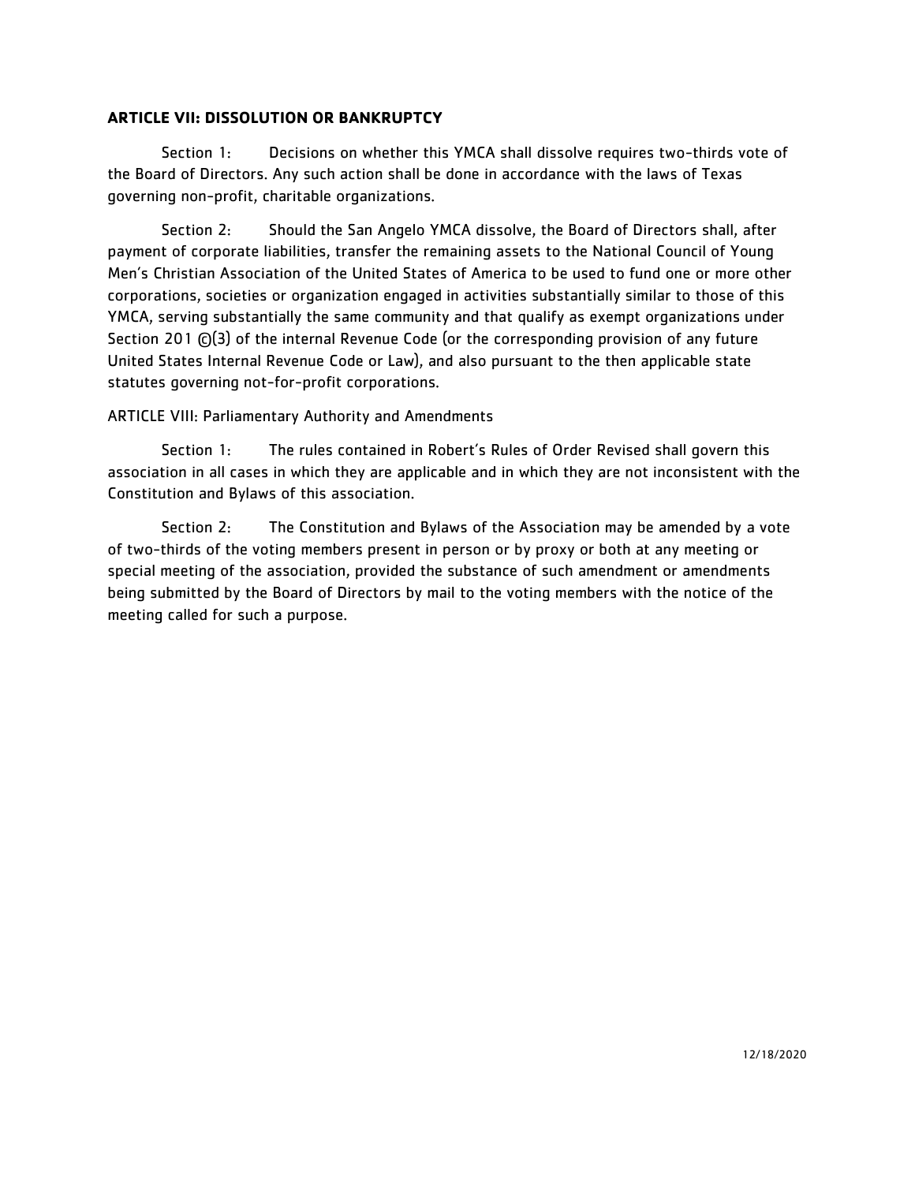## ARTICLE VII: DISSOLUTION OR BANKRUPTCY

Section 1: Decisions on whether this YMCA shall dissolve requires two-thirds vote of the Board of Directors. Any such action shall be done in accordance with the laws of Texas governing non-profit, charitable organizations.

Section 2: Should the San Angelo YMCA dissolve, the Board of Directors shall, after payment of corporate liabilities, transfer the remaining assets to the National Council of Young Men's Christian Association of the United States of America to be used to fund one or more other corporations, societies or organization engaged in activities substantially similar to those of this YMCA, serving substantially the same community and that qualify as exempt organizations under Section 201 ©(3) of the internal Revenue Code (or the corresponding provision of any future United States Internal Revenue Code or Law), and also pursuant to the then applicable state statutes governing not-for-profit corporations.

ARTICLE VIII: Parliamentary Authority and Amendments

Section 1: The rules contained in Robert's Rules of Order Revised shall govern this association in all cases in which they are applicable and in which they are not inconsistent with the Constitution and Bylaws of this association.

Section 2: The Constitution and Bylaws of the Association may be amended by a vote of two-thirds of the voting members present in person or by proxy or both at any meeting or special meeting of the association, provided the substance of such amendment or amendments being submitted by the Board of Directors by mail to the voting members with the notice of the meeting called for such a purpose.

12/18/2020